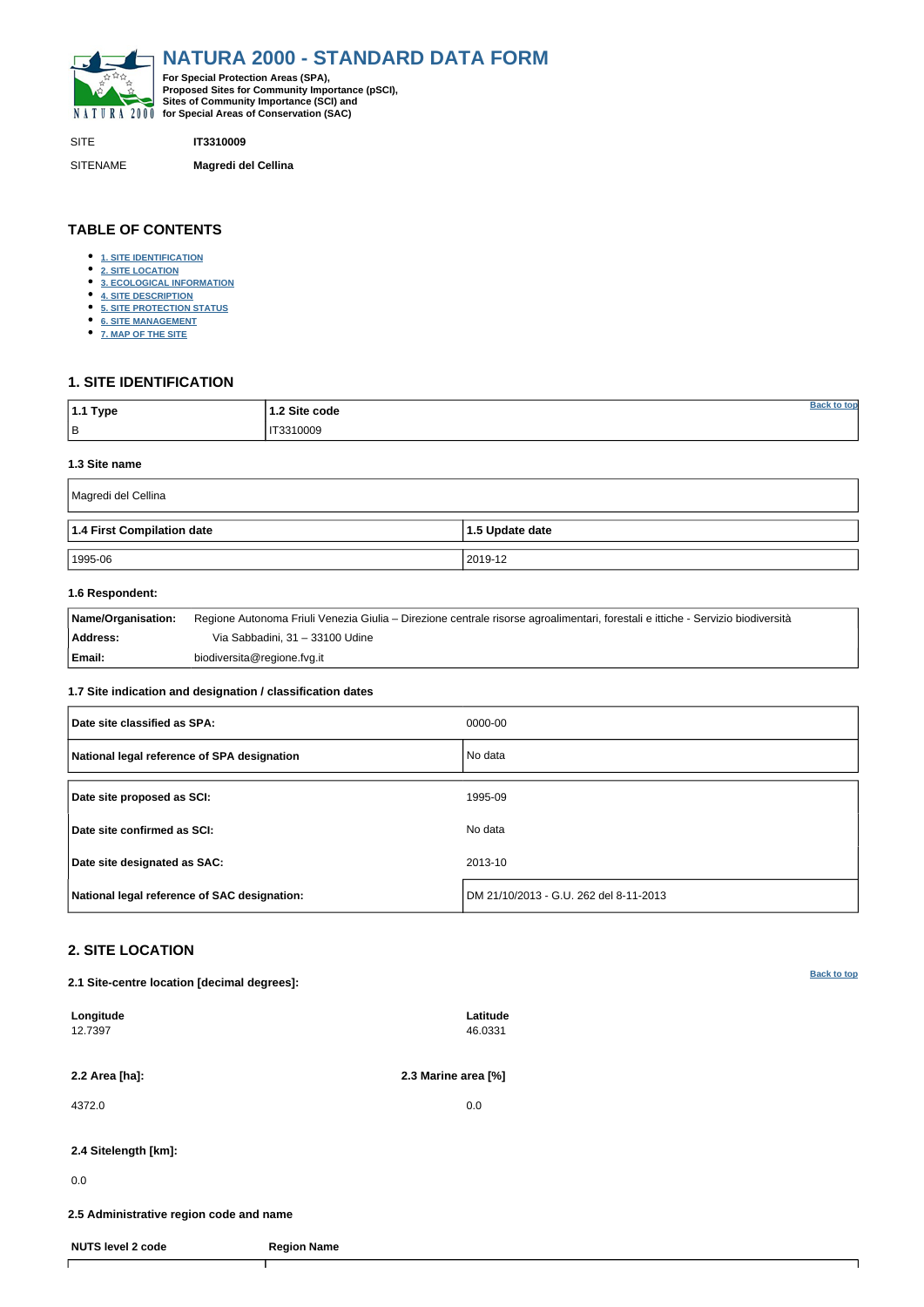# NATURA 2000 - STANDARD DATA FORM

**For Special Protection Areas (SPA), Proposed Sites for Community Importance (pSCI), Sites of Community Importance (SCI) and for Special Areas of Conservation (SAC)**

SITE **IT3310009**

SITENAME **Magredi del Cellina**

## TABLE OF CONTENTS

- 1. SITE IDENTIFICATION
- 2. SITE LOCATION
- 3. ECOLOGICAL INFORMATION
- 4. SITE DESCRIPTION
- 5. SITE PROTECTION STATUS
- 6. SITE MANAGEMENT
- 7. MAP OF THE SITE

## 1. SITE IDENTIFICATION

| 1.1 Type | 1.2 Site code |
|---|---|
| B | IT3310009 |

### 1.3 Site name

Magredi del Cellina

| 1.4 First Compilation date | 1.5 Update date |
|---|---|
| 1995-06 | 2019-12 |

### 1.6 Respondent:

| | |
|---|---|
| **Name/Organisation:** | Regione Autonoma Friuli Venezia Giulia – Direzione centrale risorse agroalimentari, forestali e ittiche - Servizio biodiversità |
| **Address:** | Via Sabbadini, 31 – 33100 Udine |
| **Email:** | biodiversita@regione.fvg.it |

### 1.7 Site indication and designation / classification dates

| | |
|---|---|
| **Date site classified as SPA:** | 0000-00 |
| **National legal reference of SPA designation** | No data |
| **Date site proposed as SCI:** | 1995-09 |
| **Date site confirmed as SCI:** | No data |
| **Date site designated as SAC:** | 2013-10 |
| **National legal reference of SAC designation:** | DM 21/10/2013 - G.U. 262 del 8-11-2013 |

## 2. SITE LOCATION

### 2.1 Site-centre location [decimal degrees]:

| Longitude | Latitude |
|---|---|
| 12.7397 | 46.0331 |

| 2.2 Area [ha]: | 2.3 Marine area [%] |
|---|---|
| 4372.0 | 0.0 |

### 2.4 Sitelength [km]:

0.0

### 2.5 Administrative region code and name

| NUTS level 2 code | Region Name |
|---|---|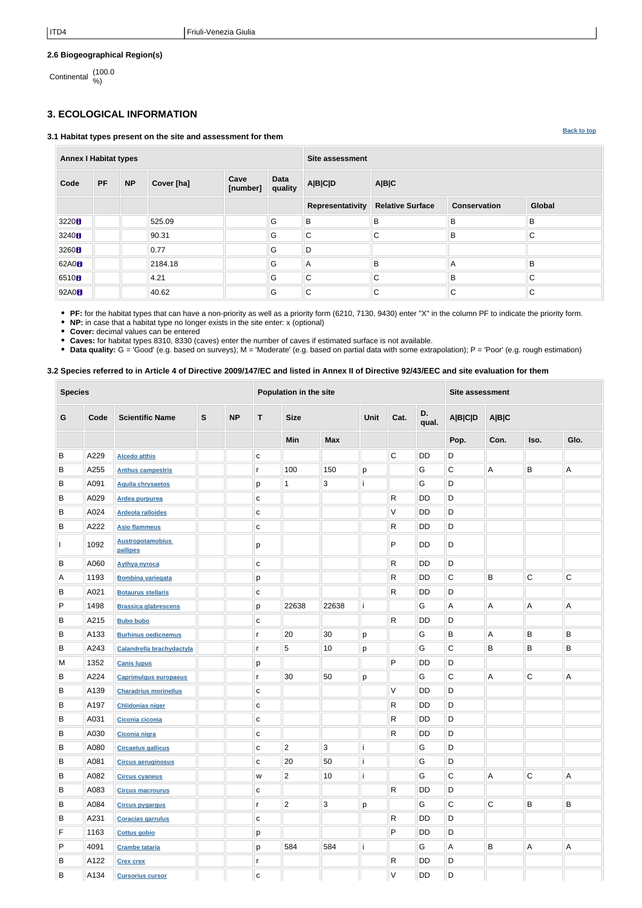| ITD4 | Friuli-Venezia Giulia |
|---|---|

**2.6 Biogeographical Region(s)**

Continental (100.0 %)

## 3. ECOLOGICAL INFORMATION

### 3.1 Habitat types present on the site and assessment for them

Back to top

| Annex I Habitat types | | | | | | Site assessment | | | |
|---|---|---|---|---|---|---|---|---|---|
| Code | PF | NP | Cover [ha] | Cave [number] | Data quality | A\|B\|C\|D | A\|B\|C | | |
| | | | | | | Representativity | Relative Surface | Conservation | Global |
| 3220 | | | 525.09 | | G | B | B | B | B |
| 3240 | | | 90.31 | | G | C | C | B | C |
| 3260 | | | 0.77 | | G | D | | | |
| 62A0 | | | 2184.18 | | G | A | B | A | B |
| 6510 | | | 4.21 | | G | C | C | B | C |
| 92A0 | | | 40.62 | | G | C | C | C | C |

- **PF:** for the habitat types that can have a non-priority as well as a priority form (6210, 7130, 9430) enter "X" in the column PF to indicate the priority form.
- **NP:** in case that a habitat type no longer exists in the site enter: x (optional)
- **Cover:** decimal values can be entered
- **Caves:** for habitat types 8310, 8330 (caves) enter the number of caves if estimated surface is not available.
- **Data quality:** G = 'Good' (e.g. based on surveys); M = 'Moderate' (e.g. based on partial data with some extrapolation); P = 'Poor' (e.g. rough estimation)

### 3.2 Species referred to in Article 4 of Directive 2009/147/EC and listed in Annex II of Directive 92/43/EEC and site evaluation for them

| Species | | | | | Population in the site | | | | | | Site assessment | | | |
|---|---|---|---|---|---|---|---|---|---|---|---|---|---|---|
| G | Code | Scientific Name | S | NP | T | Size | | Unit | Cat. | D. qual. | A\|B\|C\|D | A\|B\|C | | |
| | | | | | | Min | Max | | | | Pop. | Con. | Iso. | Glo. |
| B | A229 | Alcedo atthis | | | c | | | | C | DD | D | | | |
| B | A255 | Anthus campestris | | | r | 100 | 150 | p | | G | C | A | B | A |
| B | A091 | Aquila chrysaetos | | | p | 1 | 3 | i | | G | D | | | |
| B | A029 | Ardea purpurea | | | c | | | | R | DD | D | | | |
| B | A024 | Ardeola ralloides | | | c | | | | V | DD | D | | | |
| B | A222 | Asio flammeus | | | c | | | | R | DD | D | | | |
| I | 1092 | Austropotamobius pallipes | | | p | | | | P | DD | D | | | |
| B | A060 | Aythya nyroca | | | c | | | | R | DD | D | | | |
| A | 1193 | Bombina variegata | | | p | | | | R | DD | C | B | C | C |
| B | A021 | Botaurus stellaris | | | c | | | | R | DD | D | | | |
| P | 1498 | Brassica glabrescens | | | p | 22638 | 22638 | i | | G | A | A | A | A |
| B | A215 | Bubo bubo | | | c | | | | R | DD | D | | | |
| B | A133 | Burhinus oedicnemus | | | r | 20 | 30 | p | | G | B | A | B | B |
| B | A243 | Calandrella brachydactyla | | | r | 5 | 10 | p | | G | C | B | B | B |
| M | 1352 | Canis lupus | | | p | | | | P | DD | D | | | |
| B | A224 | Caprimulgus europaeus | | | r | 30 | 50 | p | | G | C | A | C | A |
| B | A139 | Charadrius morinellus | | | c | | | | V | DD | D | | | |
| B | A197 | Chlidonias niger | | | c | | | | R | DD | D | | | |
| B | A031 | Ciconia ciconia | | | c | | | | R | DD | D | | | |
| B | A030 | Ciconia nigra | | | c | | | | R | DD | D | | | |
| B | A080 | Circaetus gallicus | | | c | 2 | 3 | i | | G | D | | | |
| B | A081 | Circus aeruginosus | | | c | 20 | 50 | i | | G | D | | | |
| B | A082 | Circus cyaneus | | | w | 2 | 10 | i | | G | C | A | C | A |
| B | A083 | Circus macrourus | | | c | | | | R | DD | D | | | |
| B | A084 | Circus pygargus | | | r | 2 | 3 | p | | G | C | C | B | B |
| B | A231 | Coracias garrulus | | | c | | | | R | DD | D | | | |
| F | 1163 | Cottus gobio | | | p | | | | P | DD | D | | | |
| P | 4091 | Crambe tataria | | | p | 584 | 584 | i | | G | A | B | A | A |
| B | A122 | Crex crex | | | r | | | | R | DD | D | | | |
| B | A134 | Cursorius cursor | | | c | | | | V | DD | D | | | |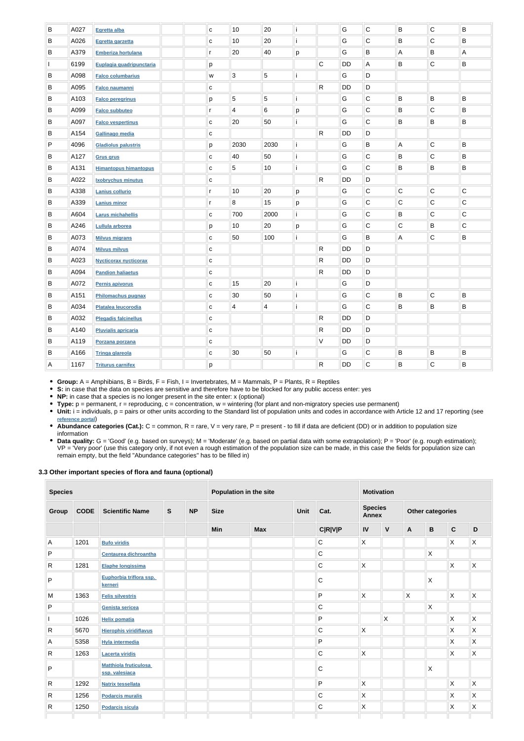| B | A027 | Egretta alba | | | c | 10 | 20 | i | | G | C | B | C | B |
|---|---|---|---|---|---|---|---|---|---|---|---|---|---|---|
| B | A026 | Egretta garzetta | | | c | 10 | 20 | i | | G | C | B | C | B |
| B | A379 | Emberiza hortulana | | | r | 20 | 40 | p | | G | B | A | B | A |
| I | 6199 | Euplagia quadripunctaria | | | p | | | | C | DD | A | B | C | B |
| B | A098 | Falco columbarius | | | w | 3 | 5 | i | | G | D | | | |
| B | A095 | Falco naumanni | | | c | | | | R | DD | D | | | |
| B | A103 | Falco peregrinus | | | p | 5 | 5 | i | | G | C | B | B | B |
| B | A099 | Falco subbuteo | | | r | 4 | 6 | p | | G | C | B | C | B |
| B | A097 | Falco vespertinus | | | c | 20 | 50 | i | | G | C | B | B | B |
| B | A154 | Gallinago media | | | c | | | | R | DD | D | | | |
| P | 4096 | Gladiolus palustris | | | p | 2030 | 2030 | i | | G | B | A | C | B |
| B | A127 | Grus grus | | | c | 40 | 50 | i | | G | C | B | C | B |
| B | A131 | Himantopus himantopus | | | c | 5 | 10 | i | | G | C | B | B | B |
| B | A022 | Ixobrychus minutus | | | c | | | | R | DD | D | | | |
| B | A338 | Lanius collurio | | | r | 10 | 20 | p | | G | C | C | C | C |
| B | A339 | Lanius minor | | | r | 8 | 15 | p | | G | C | C | C | C |
| B | A604 | Larus michahellis | | | c | 700 | 2000 | i | | G | C | B | C | C |
| B | A246 | Lullula arborea | | | p | 10 | 20 | p | | G | C | C | B | C |
| B | A073 | Milvus migrans | | | c | 50 | 100 | i | | G | B | A | C | B |
| B | A074 | Milvus milvus | | | c | | | | R | DD | D | | | |
| B | A023 | Nycticorax nycticorax | | | c | | | | R | DD | D | | | |
| B | A094 | Pandion haliaetus | | | c | | | | R | DD | D | | | |
| B | A072 | Pernis apivorus | | | c | 15 | 20 | i | | G | D | | | |
| B | A151 | Philomachus pugnax | | | c | 30 | 50 | i | | G | C | B | C | B |
| B | A034 | Platalea leucorodia | | | c | 4 | 4 | i | | G | C | B | B | B |
| B | A032 | Plegadis falcinellus | | | c | | | | R | DD | D | | | |
| B | A140 | Pluvialis apricaria | | | c | | | | R | DD | D | | | |
| B | A119 | Porzana porzana | | | c | | | | V | DD | D | | | |
| B | A166 | Tringa glareola | | | c | 30 | 50 | i | | G | C | B | B | B |
| A | 1167 | Triturus carnifex | | | p | | | | R | DD | C | B | C | B |

- **Group:** A = Amphibians, B = Birds, F = Fish, I = Invertebrates, M = Mammals, P = Plants, R = Reptiles
- **S:** in case that the data on species are sensitive and therefore have to be blocked for any public access enter: yes
- **NP:** in case that a species is no longer present in the site enter: x (optional)
- **Type:** p = permanent, r = reproducing, c = concentration, w = wintering (for plant and non-migratory species use permanent)
- **Unit:** i = individuals, p = pairs or other units according to the Standard list of population units and codes in accordance with Article 12 and 17 reporting (see reference portal)
- **Abundance categories (Cat.):** C = common, R = rare, V = very rare, P = present - to fill if data are deficient (DD) or in addition to population size information
- **Data quality:** G = 'Good' (e.g. based on surveys); M = 'Moderate' (e.g. based on partial data with some extrapolation); P = 'Poor' (e.g. rough estimation); VP = 'Very poor' (use this category only, if not even a rough estimation of the population size can be made, in this case the fields for population size can remain empty, but the field "Abundance categories" has to be filled in)

### 3.3 Other important species of flora and fauna (optional)

| Species | | | | | Population in the site | | | | Motivation | | | | | |
|---|---|---|---|---|---|---|---|---|---|---|---|---|---|---|
| Group | CODE | Scientific Name | S | NP | Size | | Unit | Cat. | Species Annex | | Other categories | | | |
| | | | | | Min | Max | | C\|R\|V\|P | IV | V | A | B | C | D |
| A | 1201 | Bufo viridis | | | | | | C | X | | | | X | X |
| P | | Centaurea dichroantha | | | | | | C | | | | X | | |
| R | 1281 | Elaphe longissima | | | | | | C | X | | | | X | X |
| P | | Euphorbia triflora ssp. kerneri | | | | | | C | | | | X | | |
| M | 1363 | Felis silvestris | | | | | | P | X | | X | | X | X |
| P | | Genista sericea | | | | | | C | | | | X | | |
| I | 1026 | Helix pomatia | | | | | | P | | X | | | X | X |
| R | 5670 | Hierophis viridiflavus | | | | | | C | X | | | | X | X |
| A | 5358 | Hyla intermedia | | | | | | P | | | | | X | X |
| R | 1263 | Lacerta viridis | | | | | | C | X | | | | X | X |
| P | | Matthiola fruticulosa ssp. valesiaca | | | | | | C | | | | X | | |
| R | 1292 | Natrix tessellata | | | | | | P | X | | | | X | X |
| R | 1256 | Podarcis muralis | | | | | | C | X | | | | X | X |
| R | 1250 | Podarcis sicula | | | | | | C | X | | | | X | X |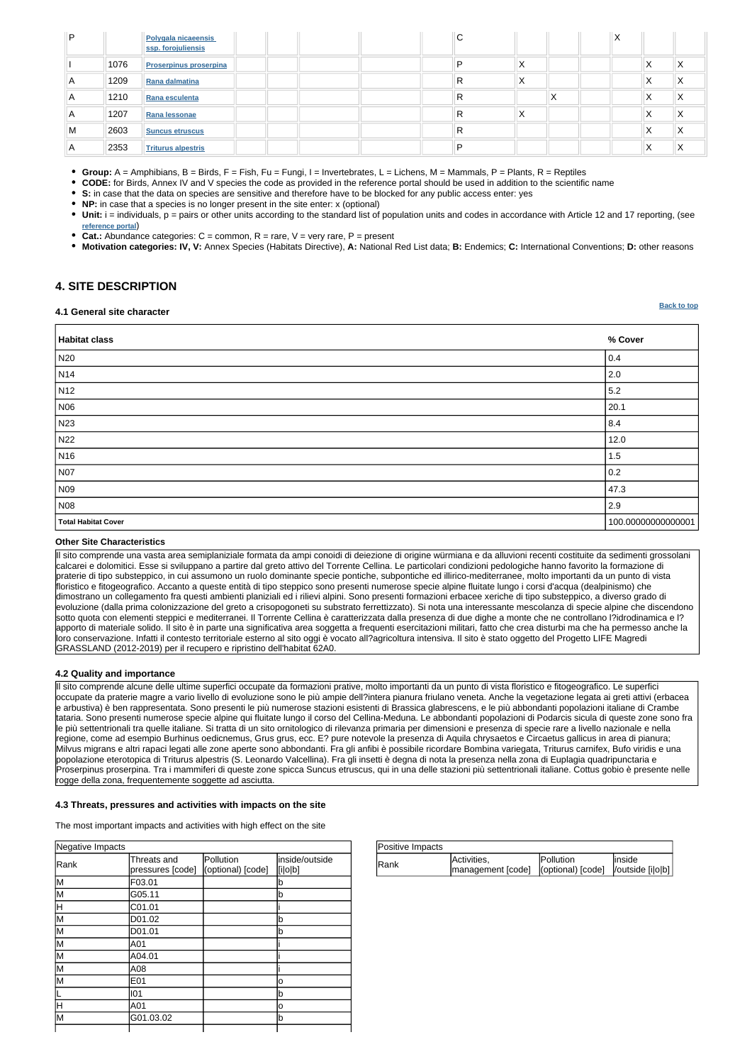| P | | Polygala nicaeensis ssp. forojuliensis | | | | | | C | | | | X | | |
|---|---|---|---|---|---|---|---|---|---|---|---|---|---|---|
| I | 1076 | Proserpinus proserpina | | | | | | P | X | | | | X | X |
| A | 1209 | Rana dalmatina | | | | | | R | X | | | | X | X |
| A | 1210 | Rana esculenta | | | | | | R | | X | | | X | X |
| A | 1207 | Rana lessonae | | | | | | R | X | | | | X | X |
| M | 2603 | Suncus etruscus | | | | | | R | | | | | X | X |
| A | 2353 | Triturus alpestris | | | | | | P | | | | | X | X |

- **Group:** A = Amphibians, B = Birds, F = Fish, Fu = Fungi, I = Invertebrates, L = Lichens, M = Mammals, P = Plants, R = Reptiles
- **CODE:** for Birds, Annex IV and V species the code as provided in the reference portal should be used in addition to the scientific name
- **S:** in case that the data on species are sensitive and therefore have to be blocked for any public access enter: yes
- **NP:** in case that a species is no longer present in the site enter: x (optional)
- **Unit:** i = individuals, p = pairs or other units according to the standard list of population units and codes in accordance with Article 12 and 17 reporting, (see reference portal)
- **Cat.:** Abundance categories: C = common, R = rare, V = very rare, P = present
- **Motivation categories: IV, V:** Annex Species (Habitats Directive), **A:** National Red List data; **B:** Endemics; **C:** International Conventions; **D:** other reasons

## 4. SITE DESCRIPTION

### 4.1 General site character

Back to top

| Habitat class | % Cover |
|---|---|
| N20 | 0.4 |
| N14 | 2.0 |
| N12 | 5.2 |
| N06 | 20.1 |
| N23 | 8.4 |
| N22 | 12.0 |
| N16 | 1.5 |
| N07 | 0.2 |
| N09 | 47.3 |
| N08 | 2.9 |
| **Total Habitat Cover** | 100.00000000000001 |

**Other Site Characteristics**

Il sito comprende una vasta area semiplaniziale formata da ampi conoidi di deiezione di origine würmiana e da alluvioni recenti costituite da sedimenti grossolani calcarei e dolomitici. Esse si sviluppano a partire dal greto attivo del Torrente Cellina. Le particolari condizioni pedologiche hanno favorito la formazione di praterie di tipo substeppico, in cui assumono un ruolo dominante specie pontiche, subpontiche ed illirico-mediterranee, molto importanti da un punto di vista floristico e fitogeografico. Accanto a queste entità di tipo steppico sono presenti numerose specie alpine fluitate lungo i corsi d'acqua (dealpinismo) che dimostrano un collegamento fra questi ambienti planiziali ed i rilievi alpini. Sono presenti formazioni erbacee xeriche di tipo substeppico, a diverso grado di evoluzione (dalla prima colonizzazione del greto a crisopogoneti su substrato ferrettizzato). Si nota una interessante mescolanza di specie alpine che discendono sotto quota con elementi steppici e mediterranei. Il Torrente Cellina è caratterizzata dalla presenza di due dighe a monte che ne controllano l?idrodinamica e l?apporto di materiale solido. Il sito è in parte una significativa area soggetta a frequenti esercitazioni militari, fatto che crea disturbi ma che ha permesso anche la loro conservazione. Infatti il contesto territoriale esterno al sito oggi è vocato all?agricoltura intensiva. Il sito è stato oggetto del Progetto LIFE Magredi GRASSLAND (2012-2019) per il recupero e ripristino dell'habitat 62A0.

### 4.2 Quality and importance

Il sito comprende alcune delle ultime superfici occupate da formazioni prative, molto importanti da un punto di vista floristico e fitogeografico. Le superfici occupate da praterie magre a vario livello di evoluzione sono le più ampie dell?intera pianura friulano veneta. Anche la vegetazione legata ai greti attivi (erbacea e arbustiva) è ben rappresentata. Sono presenti le più numerose stazioni esistenti di Brassica glabrescens, e le più abbondanti popolazioni italiane di Crambe tataria. Sono presenti numerose specie alpine qui fluitate lungo il corso del Cellina-Meduna. Le abbondanti popolazioni di Podarcis sicula di queste zone sono fra le più settentrionali tra quelle italiane. Si tratta di un sito ornitologico di rilevanza primaria per dimensioni e presenza di specie rare a livello nazionale e nella regione, come ad esempio Burhinus oedicnemus, Grus grus, ecc. E? pure notevole la presenza di Aquila chrysaetos e Circaetus gallicus in area di pianura; Milvus migrans e altri rapaci legati alle zone aperte sono abbondanti. Fra gli anfibi è possibile ricordare Bombina variegata, Triturus carnifex, Bufo viridis e una popolazione eterotopica di Triturus alpestris (S. Leonardo Valcellina). Fra gli insetti è degna di nota la presenza nella zona di Euplagia quadripunctaria e Proserpinus proserpina. Tra i mammiferi di queste zone spicca Suncus etruscus, qui in una delle stazioni più settentrionali italiane. Cottus gobio è presente nelle rogge della zona, frequentemente soggette ad asciutta.

### 4.3 Threats, pressures and activities with impacts on the site

The most important impacts and activities with high effect on the site

| Negative Impacts | | | |
|---|---|---|---|
| Rank | Threats and pressures [code] | Pollution (optional) [code] | inside/outside [i\|o\|b] |
| M | F03.01 | | b |
| M | G05.11 | | b |
| H | C01.01 | | i |
| M | D01.02 | | b |
| M | D01.01 | | b |
| M | A01 | | i |
| M | A04.01 | | i |
| M | A08 | | i |
| M | E01 | | o |
| L | I01 | | b |
| H | A01 | | o |
| M | G01.03.02 | | b |

| Positive Impacts | | | |
|---|---|---|---|
| Rank | Activities, management [code] | Pollution (optional) [code] | inside /outside [i\|o\|b] |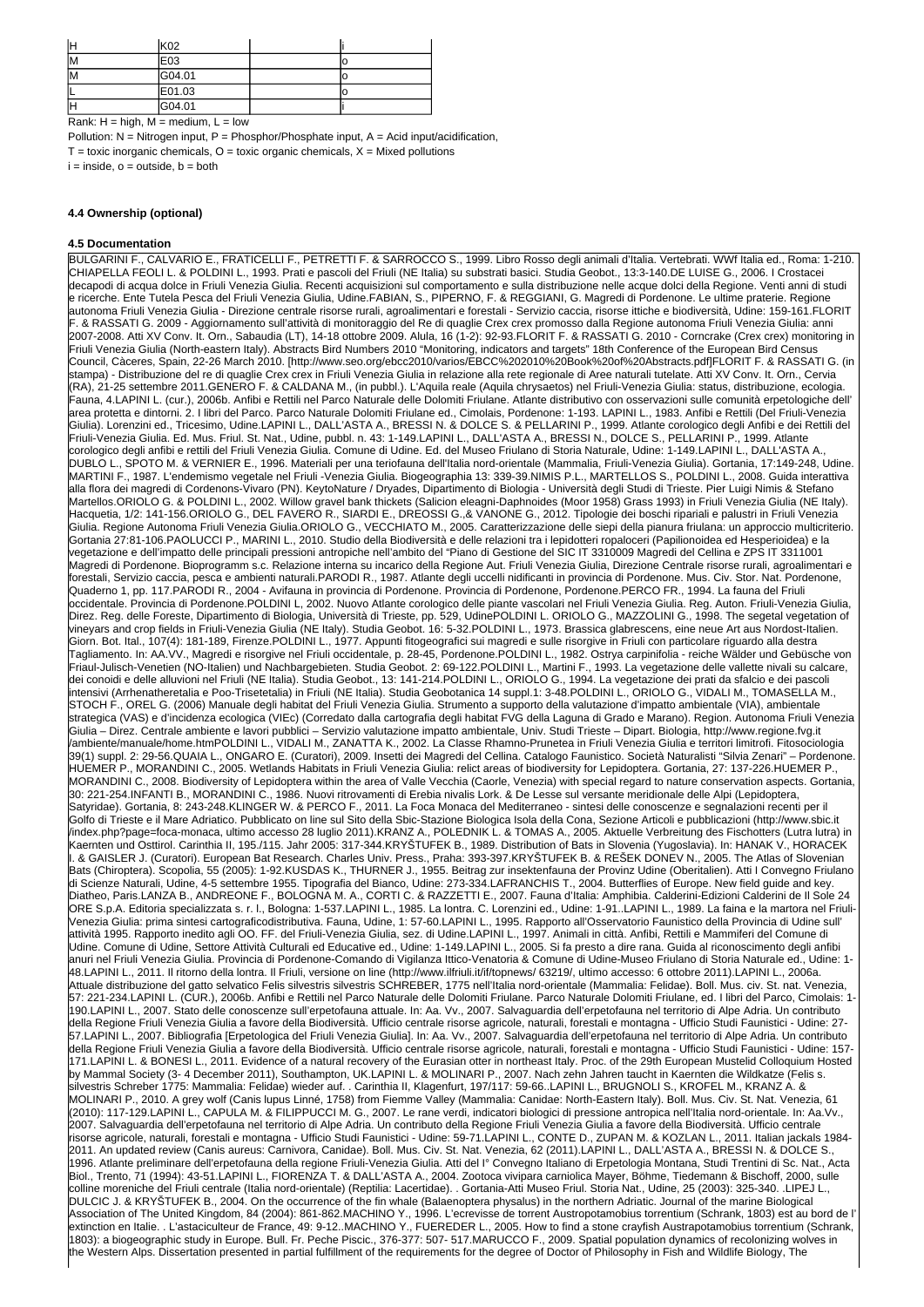| | | | |
|---|---|---|---|
| H | K02 | | i |
| M | E03 | | o |
| M | G04.01 | | o |
| L | E01.03 | | o |
| H | G04.01 | | i |

Rank: H = high, M = medium, L = low

Pollution: N = Nitrogen input, P = Phosphor/Phosphate input, A = Acid input/acidification,

T = toxic inorganic chemicals, O = toxic organic chemicals, X = Mixed pollutions

i = inside, o = outside, b = both

#### 4.4 Ownership (optional)

#### 4.5 Documentation

BULGARINI F., CALVARIO E., FRATICELLI F., PETRETTI F. & SARROCCO S., 1999. Libro Rosso degli animali d'Italia. Vertebrati. WWf Italia ed., Roma: 1-210. CHIAPELLA FEOLI L. & POLDINI L., 1993. Prati e pascoli del Friuli (NE Italia) su substrati basici. Studia Geobot., 13:3-140.DE LUISE G., 2006. I Crostacei decapodi di acqua dolce in Friuli Venezia Giulia. Recenti acquisizioni sul comportamento e sulla distribuzione nelle acque dolci della Regione. Venti anni di studi e ricerche. Ente Tutela Pesca del Friuli Venezia Giulia, Udine.FABIAN, S., PIPERNO, F. & REGGIANI, G. Magredi di Pordenone. Le ultime praterie. Regione autonoma Friuli Venezia Giulia - Direzione centrale risorse rurali, agroalimentari e forestali - Servizio caccia, risorse ittiche e biodiversità, Udine: 159-161.FLORIT F. & RASSATI G. 2009 - Aggiornamento sull'attività di monitoraggio del Re di quaglie Crex crex promosso dalla Regione autonoma Friuli Venezia Giulia: anni 2007-2008. Atti XV Conv. It. Orn., Sabaudia (LT), 14-18 ottobre 2009. Alula, 16 (1-2): 92-93.FLORIT F. & RASSATI G. 2010 - Corncrake (Crex crex) monitoring in Friuli Venezia Giulia (North-eastern Italy). Abstracts Bird Numbers 2010 "Monitoring, indicators and targets" 18th Conference of the European Bird Census Council, Càceres, Spain, 22-26 March 2010. [http://www.seo.org/ebcc2010/varios/EBCC%202010%20Book%20of%20Abstracts.pdf]FLORIT F. & RASSATI G. (in stampa) - Distribuzione del re di quaglie Crex crex in Friuli Venezia Giulia in relazione alla rete regionale di Aree naturali tutelate. Atti XV Conv. It. Orn., Cervia (RA), 21-25 settembre 2011.GENERO F. & CALDANA M., (in pubbl.). L'Aquila reale (Aquila chrysaetos) nel Friuli-Venezia Giulia: status, distribuzione, ecologia. Fauna, 4.LAPINI L. (cur.), 2006b. Anfibi e Rettili nel Parco Naturale delle Dolomiti Friulane. Atlante distributivo con osservazioni sulle comunità erpetologiche dell' area protetta e dintorni. 2. I libri del Parco. Parco Naturale Dolomiti Friulane ed., Cimolais, Pordenone: 1-193. LAPINI L., 1983. Anfibi e Rettili (Del Friuli-Venezia Giulia). Lorenzini ed., Tricesimo, Udine.LAPINI L., DALL'ASTA A., BRESSI N. & DOLCE S. & PELLARINI P., 1999. Atlante corologico degli Anfibi e dei Rettili del Friuli-Venezia Giulia. Ed. Mus. Friul. St. Nat., Udine, pubbl. n. 43: 1-149.LAPINI L., DALL'ASTA A., BRESSI N., DOLCE S., PELLARINI P., 1999. Atlante corologico degli anfibi e rettili del Friuli Venezia Giulia. Comune di Udine. Ed. del Museo Friulano di Storia Naturale, Udine: 1-149.LAPINI L., DALL'ASTA A., DUBLO L., SPOTO M. & VERNIER E., 1996. Materiali per una teriofauna dell'Italia nord-orientale (Mammalia, Friuli-Venezia Giulia). Gortania, 17:149-248, Udine. MARTINI F., 1987. L'endemismo vegetale nel Friuli -Venezia Giulia. Biogeographia 13: 339-39.NIMIS P.L., MARTELLOS S., POLDINI L., 2008. Guida interattiva alla flora dei magredi di Cordenons-Vivaro (PN). KeytoNature / Dryades, Dipartimento di Biologia - Università degli Studi di Trieste. Pier Luigi Nimis & Stefano Martellos.ORIOLO G. & POLDINI L., 2002. Willow gravel bank thickets (Salicion eleagni-Daphnoides (Moor 1958) Grass 1993) in Friuli Venezia Giulia (NE Italy). Hacquetia, 1/2: 141-156.ORIOLO G., DEL FAVERO R., SIARDI E., DREOSSI G.,& VANONE G., 2012. Tipologie dei boschi ripariali e palustri in Friuli Venezia Giulia. Regione Autonoma Friuli Venezia Giulia.ORIOLO G., VECCHIATO M., 2005. Caratterizzazione delle siepi della pianura friulana: un approccio multicriterio. Gortania 27:81-106.PAOLUCCI P., MARINI L., 2010. Studio della Biodiversità e delle relazioni tra i lepidotteri ropaloceri (Papilionoidea ed Hesperioidea) e la vegetazione e dell'impatto delle principali pressioni antropiche nell'ambito del "Piano di Gestione del SIC IT 3310009 Magredi del Cellina e ZPS IT 3311001 Magredi di Pordenone. Bioprogramm s.c. Relazione interna su incarico della Regione Aut. Friuli Venezia Giulia, Direzione Centrale risorse rurali, agroalimentari e forestali, Servizio caccia, pesca e ambienti naturali.PARODI R., 1987. Atlante degli uccelli nidificanti in provincia di Pordenone. Mus. Civ. Stor. Nat. Pordenone, Quaderno 1, pp. 117.PARODI R., 2004 - Avifauna in provincia di Pordenone. Provincia di Pordenone, Pordenone.PERCO FR., 1994. La fauna del Friuli occidentale. Provincia di Pordenone.POLDINI L, 2002. Nuovo Atlante corologico delle piante vascolari nel Friuli Venezia Giulia. Reg. Auton. Friuli-Venezia Giulia, Direz. Reg. delle Foreste, Dipartimento di Biologia, Università di Trieste, pp. 529, UdinePOLDINI L. ORIOLO G., MAZZOLINI G., 1998. The segetal vegetation of vineyards and crop fields in Friuli-Venezia Giulia (NE Italy). Studia Geobot. 16: 5-32.POLDINI L., 1973. Brassica glabrescens, eine neue Art aus Nordost-Italien. Giorn. Bot. Ital., 107(4): 181-189, Firenze.POLDINI L., 1977. Appunti fitogeografici sui magredi e sulle risorgive in Friuli con particolare riguardo alla destra Tagliamento. In: AA.VV., Magredi e risorgive nel Friuli occidentale, p 28-45, Pordenone.POLDINI L., 1982. Ostrya carpinifolia - reiche Wälder und Gebüsche von Friaul-Julisch-Venetien (NO-Italien) und Nachbargebieten. Studia Geobot. 2: 69-122.POLDINI L., Martini F., 1993. La vegetazione delle vallette nivali su calcare, dei conoidi e delle alluvioni nel Friuli (NE Italia). Studia Geobot., 13: 141-214.POLDINI L., ORIOLO G., 1994. La vegetazione dei prati da sfalcio e dei pascoli intensivi (Arrhenatheretalia e Poo-Trisetetalia) in Friuli (NE Italia). Studia Geobotanica 14 suppl.1: 3-48.POLDINI L., ORIOLO G., VIDALI M., TOMASELLA M., STOCH F., OREL G. (2006) Manuale degli habitat del Friuli Venezia Giulia. Strumento a supporto della valutazione d'impatto ambientale (VIA), ambientale strategica (VAS) e d'incidenza ecologica (VIEc) (Corredato dalla cartografia degli habitat FVG della Laguna di Grado e Marano). Region. Autonoma Friuli Venezia Giulia – Direz. Centrale ambiente e lavori pubblici – Servizio valutazione impatto ambientale, Univ. Studi Trieste – Dipart. Biologia, http://www.regione.fvg.it /ambiente/manuale/home.htmPOLDINI L., VIDALI M., ZANATTA K., 2002. La Classe Rhamno-Prunetea in Friuli Venezia Giulia e territori limitrofi. Fitosociologia 39(1) suppl. 2: 29-56.QUAIA L., ONGARO E. (Curatori), 2009. Insetti dei Magredi del Cellina. Catalogo Faunistico. Società Naturalisti "Silvia Zenari" – Pordenone. HUEMER P., MORANDINI C., 2005. Wetlands Habitats in Friuli Venezia Giulia: relict areas of biodiversity for Lepidoptera. Gortania, 27: 137-226.HUEMER P., MORANDINI C., 2008. Biodiversity of Lepidoptera within the area of Valle Vecchia (Caorle, Venezia) with special regard to nature conservation aspects. Gortania, 30: 221-254.INFANTI B., MORANDINI C., 1986. Nuovi ritrovamenti di Erebia nivalis Lork. & De Lesse sul versante meridionale delle Alpi (Lepidoptera, Satyridae). Gortania, 8: 243-248.KLINGER W. & PERCO F., 2011. La Foca Monaca del Mediterraneo - sintesi delle conoscenze e segnalazioni recenti per il Golfo di Trieste e il Mare Adriatico. Pubblicato on line sul Sito della Sbic-Stazione Biologica Isola della Cona, Sezione Articoli e pubblicazioni (http://www.sbic.it /index.php?page=foca-monaca, ultimo accesso 28 luglio 2011).KRANZ A., POLEDNIK L. & TOMAS A., 2005. Aktuelle Verbreitung des Fischotters (Lutra lutra) in Kaernten und Osttirol. Carinthia II, 195./115. Jahr 2005: 317-344.KRYŠTUFEK B., 1989. Distribution of Bats in Slovenia (Yugoslavia). In: HANAK V., HORACEK I. & GAISLER J. (Curatori). European Bat Research. Charles Univ. Press., Praha: 393-397.KRYŠTUFEK B. & REŠEK DONEV N., 2005. The Atlas of Slovenian Bats (Chiroptera). Scopolia, 55 (2005): 1-92.KUSDAS K., THURNER J., 1955. Beitrag zur insektenfauna der Provinz Udine (Oberitalien). Atti I Convegno Friulano di Scienze Naturali, Udine, 4-5 settembre 1955. Tipografia del Bianco, Udine: 273-334.LAFRANCHIS T., 2004. Butterflies of Europe. New field guide and key. Diatheo, Paris.LANZA B., ANDREONE F., BOLOGNA M. A., CORTI C. & RAZZETTI E., 2007. Fauna d'Italia: Amphibia. Calderini-Edizioni Calderini de Il Sole 24 ORE S.p.A. Editoria specializzata s. r. l., Bologna: 1-537.LAPINI L., 1985. La lontra. C. Lorenzini ed., Udine: 1-91..LAPINI L., 1989. La faina e la martora nel Friuli-Venezia Giulia: prima sintesi cartograficodistributiva. Fauna, Udine, 1: 57-60.LAPINI L., 1995. Rapporto all'Osservatorio Faunistico della Provincia di Udine sull' attività 1995. Rapporto inedito agli OO. FF. del Friuli-Venezia Giulia, sez. di Udine.LAPINI L., 1997. Animali in città. Anfibi, Rettili e Mammiferi del Comune di Udine. Comune di Udine, Settore Attività Culturali ed Educative ed., Udine: 1-149.LAPINI L., 2005. Si fa presto a dire rana. Guida al riconoscimento degli anfibi anuri nel Friuli Venezia Giulia. Provincia di Pordenone-Comando di Vigilanza Ittico-Venatoria & Comune di Udine-Museo Friulano di Storia Naturale ed., Udine: 1-48.LAPINI L., 2011. Il ritorno della lontra. Il Friuli, versione on line (http://www.ilfriuli.it/if/topnews/ 63219/, ultimo accesso: 6 ottobre 2011).LAPINI L., 2006a. Attuale distribuzione del gatto selvatico Felis silvestris silvestris SCHREBER, 1775 nell'Italia nord-orientale (Mammalia: Felidae). Boll. Mus. civ. St. nat. Venezia, 57: 221-234.LAPINI L. (CUR.), 2006b. Anfibi e Rettili nel Parco Naturale delle Dolomiti Friulane. Parco Naturale Dolomiti Friulane, ed. I libri del Parco, Cimolais: 1-190.LAPINI L., 2007. Stato delle conoscenze sull'erpetofauna attuale. In: Aa. Vv., 2007. Salvaguardia dell'erpetofauna nel territorio di Alpe Adria. Un contributo della Regione Friuli Venezia Giulia a favore della Biodiversità. Ufficio centrale risorse agricole, naturali, forestali e montagna - Ufficio Studi Faunistici - Udine: 27-57.LAPINI L., 2007. Bibliografia [Erpetologica del Friuli Venezia Giulia]. In: Aa. Vv., 2007. Salvaguardia dell'erpetofauna nel territorio di Alpe Adria. Un contributo della Regione Friuli Venezia Giulia a favore della Biodiversità. Ufficio centrale risorse agricole, naturali, forestali e montagna - Ufficio Studi Faunistici - Udine: 157-171.LAPINI L. & BONESI L., 2011. Evidence of a natural recovery of the Eurasian otter in northeast Italy. Proc. of the 29th European Mustelid Colloquium Hosted by Mammal Society (3- 4 December 2011), Southampton, UK.LAPINI L. & MOLINARI P., 2007. Nach zehn Jahren taucht in Kaernten die Wildkatze (Felis s. silvestris Schreber 1775: Mammalia: Felidae) wieder auf. . Carinthia II, Klagenfurt, 197/117: 59-66..LAPINI L., BRUGNOLI S., KROFEL M., KRANZ A. & MOLINARI P., 2010. A grey wolf (Canis lupus Linné, 1758) from Fiemme Valley (Mammalia: Canidae: North-Eastern Italy). Boll. Mus. Civ. St. Nat. Venezia, 61 (2010): 117-129.LAPINI L., CAPULA M. & FILIPPUCCI M. G., 2007. Le rane verdi, indicatori biologici di pressione antropica nell'Italia nord-orientale. In: Aa.Vv., 2007. Salvaguardia dell'erpetofauna nel territorio di Alpe Adria. Un contributo della Regione Friuli Venezia Giulia a favore della Biodiversità. Ufficio centrale risorse agricole, naturali, forestali e montagna - Ufficio Studi Faunistici - Udine: 59-71.LAPINI L., CONTE D., ZUPAN M. & KOZLAN L., 2011. Italian jackals 1984-2011. An updated review (Canis aureus: Carnivora, Canidae). Boll. Mus. Civ. St. Nat. Venezia, 62 (2011).LAPINI L., DALL'ASTA A., BRESSI N. & DOLCE S., 1996. Atlante preliminare dell'erpetofauna della regione Friuli-Venezia Giulia. Atti del I° Convegno Italiano di Erpetologia Montana, Studi Trentini di Sc. Nat., Acta Biol., Trento, 71 (1994): 43-51.LAPINI L., FIORENZA T. & DALL'ASTA A., 2004. Zootoca vivipara carniolica Mayer, Böhme, Tiedemann & Bischoff, 2000, sulle colline moreniche del Friuli centrale (Italia nord-orientale) (Reptilia: Lacertidae). . Gortania-Atti Museo Friul. Storia Nat., Udine, 25 (2003): 325-340. .LIPEJ L., DULCIC J. & KRYŠTUFEK B., 2004. On the occurrence of the fin whale (Balaenoptera physalus) in the northern Adriatic. Journal of the marine Biological Association of The United Kingdom, 84 (2004): 861-862.MACHINO Y., 1996. L'ecrevisse de torrent Austropotamobius torrentium (Schrank, 1803) est au bord de l' extinction en Italie. . L'astaciculteur de France, 49: 9-12..MACHINO Y., FUEREDER L., 2005. How to find a stone crayfish Austrapotamobius torrentium (Schrank, 1803): a biogeographic study in Europe. Bull. Fr. Peche Piscic., 376-377: 507- 517.MARUCCO F., 2009. Spatial population dynamics of recolonizing wolves in the Western Alps. Dissertation presented in partial fulfillment of the requirements for the degree of Doctor of Philosophy in Fish and Wildlife Biology, The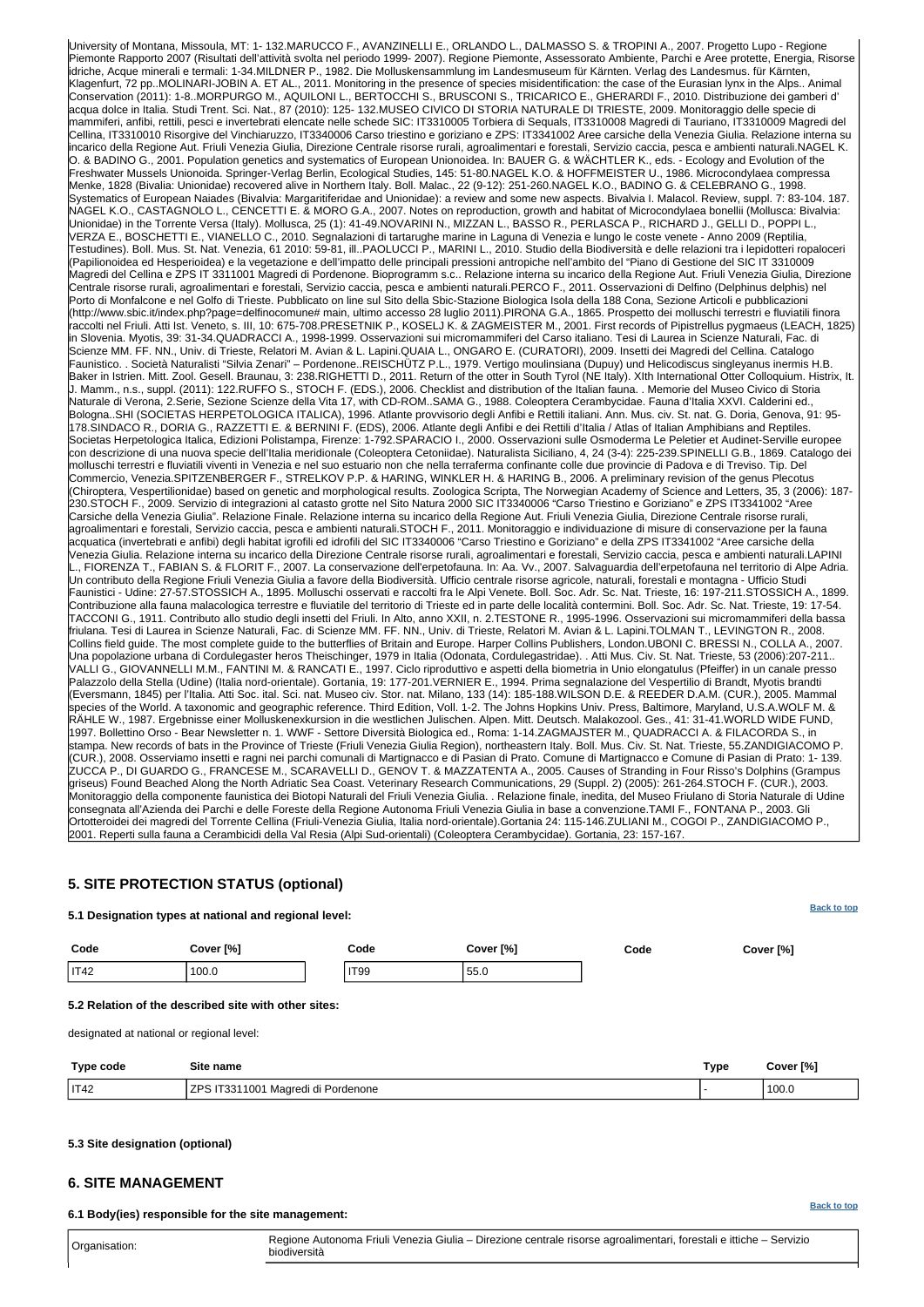University of Montana, Missoula, MT: 1- 132.MARUCCO F., AVANZINELLI E., ORLANDO L., DALMASSO S. & TROPINI A., 2007. Progetto Lupo - Regione Piemonte Rapporto 2007 (Risultati dell'attività svolta nel periodo 1999- 2007). Regione Piemonte, Assessorato Ambiente, Parchi e Aree protette, Energia, Risorse idriche, Acque minerali e termali: 1-34.MILDNER P., 1982. Die Molluskensammlung im Landesmuseum für Kärnten. Verlag des Landesmus. für Kärnten, Klagenfurt, 72 pp..MOLINARI-JOBIN A. ET AL., 2011. Monitoring in the presence of species misidentification: the case of the Eurasian lynx in the Alps.. Animal Conservation (2011): 1-8..MORPURGO M., AQUILONI L., BERTOCCHI S., BRUSCONI S., TRICARICO E., GHERARDI F., 2010. Distribuzione dei gamberi d' acqua dolce in Italia. Studi Trent. Sci. Nat., 87 (2010): 125- 132.MUSEO CIVICO DI STORIA NATURALE DI TRIESTE, 2009. Monitoraggio delle specie di mammiferi, anfibi, rettili, pesci e invertebrati elencate nelle schede SIC: IT3310005 Torbiera di Sequals, IT3310008 Magredi di Tauriano, IT3310009 Magredi del Cellina, IT3310010 Risorgive del Vinchiaruzzo, IT3340006 Carso triestino e goriziano e ZPS: IT3341002 Aree carsiche della Venezia Giulia. Relazione interna su incarico della Regione Aut. Friuli Venezia Giulia, Direzione Centrale risorse rurali, agroalimentari e forestali, Servizio caccia, pesca e ambienti naturali.NAGEL K. O. & BADINO G., 2001. Population genetics and systematics of European Unionoidea. In: BAUER G. & WÄCHTLER K., eds. - Ecology and Evolution of the Freshwater Mussels Unionoida. Springer-Verlag Berlin, Ecological Studies, 145: 51-80.NAGEL K.O. & HOFFMEISTER U., 1986. Microcondylaea compressa Menke, 1828 (Bivalia: Unionidae) recovered alive in Northern Italy. Boll. Malac., 22 (9-12): 251-260.NAGEL K.O., BADINO G. & CELEBRANO G., 1998. Systematics of European Naiades (Bivalvia: Margaritiferidae and Unionidae): a review and some new aspects. Bivalvia I. Malacol. Review, suppl. 7: 83-104. 187. NAGEL K.O., CASTAGNOLO L., CENCETTI E. & MORO G.A., 2007. Notes on reproduction, growth and habitat of Microcondylaea bonellii (Mollusca: Bivalvia: Unionidae) in the Torrente Versa (Italy). Mollusca, 25 (1): 41-49.NOVARINI N., MIZZAN L., BASSO R., PERLASCA P., RICHARD J., GELLI D., POPPI L., VERZA E., BOSCHETTI E., VIANELLO C., 2010. Segnalazioni di tartarughe marine in Laguna di Venezia e lungo le coste venete - Anno 2009 (Reptilia, Testudines). Boll. Mus. St. Nat. Venezia, 61 2010: 59-81, ill..PAOLUCCI P., MARINI L., 2010. Studio della Biodiversità e delle relazioni tra i lepidotteri ropaloceri (Papilionoidea ed Hesperioidea) e la vegetazione e dell'impatto delle principali pressioni antropiche nell'ambito del "Piano di Gestione del SIC IT 3310009 Magredi del Cellina e ZPS IT 3311001 Magredi di Pordenone. Bioprogramm s.c.. Relazione interna su incarico della Regione Aut. Friuli Venezia Giulia, Direzione Centrale risorse rurali, agroalimentari e forestali, Servizio caccia, pesca e ambienti naturali.PERCO F., 2011. Osservazioni di Delfino (Delphinus delphis) nel Porto di Monfalcone e nel Golfo di Trieste. Pubblicato on line sul Sito della Sbic-Stazione Biologica Isola della 188 Cona, Sezione Articoli e pubblicazioni (http://www.sbic.it/index.php?page=delfinocomune# main, ultimo accesso 28 luglio 2011).PIRONA G.A., 1865. Prospetto dei molluschi terrestri e fluviatili finora raccolti nel Friuli. Atti Ist. Veneto, s. III, 10: 675-708.PRESETNIK P., KOSELJ K. & ZAGMEISTER M., 2001. First records of Pipistrellus pygmaeus (LEACH, 1825) in Slovenia. Myotis, 39: 31-34.QUADRACCI A., 1998-1999. Osservazioni sui micromammiferi del Carso italiano. Tesi di Laurea in Scienze Naturali, Fac. di Scienze MM. FF. NN., Univ. di Trieste, Relatori M. Avian & L. Lapini.QUAIA L., ONGARO E. (CURATORI), 2009. Insetti dei Magredi del Cellina. Catalogo Faunistico. . Società Naturalisti "Silvia Zenari" – Pordenone..REISCHÜTZ P.L., 1979. Vertigo moulinsiana (Dupuy) und Helicodiscus singleyanus inermis H.B. Baker in Istrien. Mitt. Zool. Gesell. Braunau, 3: 238.RIGHETTI D., 2011. Return of the otter in South Tyrol (NE Italy). XIth International Otter Colloquium. Histrix, It. J. Mamm., n.s., suppl. (2011): 122.RUFFO S., STOCH F. (EDS.), 2006. Checklist and distribution of the Italian fauna. . Memorie del Museo Civico di Storia Naturale di Verona, 2.Serie, Sezione Scienze della Vita 17, with CD-ROM..SAMA G., 1988. Coleoptera Cerambycidae. Fauna d'Italia XXVI. Calderini ed., Bologna..SHI (SOCIETAS HERPETOLOGICA ITALICA), 1996. Atlante provvisorio degli Anfibi e Rettili italiani. Ann. Mus. civ. St. nat. G. Doria, Genova, 91: 95-178.SINDACO R., DORIA G., RAZZETTI E. & BERNINI F. (EDS), 2006. Atlante degli Anfibi e dei Rettili d'Italia / Atlas of Italian Amphibians and Reptiles. Societas Herpetologica Italica, Edizioni Polistampa, Firenze: 1-792.SPARACIO I., 2000. Osservazioni sulle Osmoderma Le Peletier et Audinet-Serville europee con descrizione di una nuova specie dell'Italia meridionale (Coleoptera Cetoniidae). Naturalista Siciliano, 4, 24 (3-4): 225-239.SPINELLI G.B., 1869. Catalogo dei molluschi terrestri e fluviatili viventi in Venezia e nel suo estuario non che nella terraferma confinante colle due provincie di Padova e di Treviso. Tip. Del Commercio, Venezia.SPITZENBERGER F., STRELKOV P.P. & HARING, WINKLER H. & HARING B., 2006. A preliminary revision of the genus Plecotus (Chiroptera, Vespertilionidae) based on genetic and morphological results. Zoologica Scripta, The Norwegian Academy of Science and Letters, 35, 3 (2006): 187-230.STOCH F., 2009. Servizio di integrazioni al catasto grotte nel Sito Natura 2000 SIC IT3340006 "Carso Triestino e Goriziano" e ZPS IT3341002 "Aree Carsiche della Venezia Giulia". Relazione Finale. Relazione interna su incarico della Regione Aut. Friuli Venezia Giulia, Direzione Centrale risorse rurali, agroalimentari e forestali, Servizio caccia, pesca e ambienti naturali.STOCH F., 2011. Monitoraggio e individuazione di misure di conservazione per la fauna acquatica (invertebrati e anfibi) degli habitat igrofili ed idrofili del SIC IT3340006 "Carso Triestino e Goriziano" e della ZPS IT3341002 "Aree carsiche della Venezia Giulia. Relazione interna su incarico della Direzione Centrale risorse rurali, agroalimentari e forestali, Servizio caccia, pesca e ambienti naturali.LAPINI L., FIORENZA T., FABIAN S. & FLORIT F., 2007. La conservazione dell'erpetofauna. In: Aa. Vv., 2007. Salvaguardia dell'erpetofauna nel territorio di Alpe Adria. Un contributo della Regione Friuli Venezia Giulia a favore della Biodiversità. Ufficio centrale risorse agricole, naturali, forestali e montagna - Ufficio Studi Faunistici - Udine: 27-57.STOSSICH A., 1895. Molluschi osservati e raccolti fra le Alpi Venete. Boll. Soc. Adr. Sc. Nat. Trieste, 16: 197-211.STOSSICH A., 1899. Contribuzione alla fauna malacologica terrestre e fluviatile del territorio di Trieste ed in parte delle località contermini. Boll. Soc. Adr. Sc. Nat. Trieste, 19: 17-54. TACCONI G., 1911. Contributo allo studio degli insetti del Friuli. In Alto, anno XXII, n. 2.TESTONE R., 1995-1996. Osservazioni sui micromammiferi della bassa friulana. Tesi di Laurea in Scienze Naturali, Fac. di Scienze MM. FF. NN., Univ. di Trieste, Relatori M. Avian & L. Lapini.TOLMAN T., LEVINGTON R., 2008. Collins field guide. The most complete guide to the butterflies of Britain and Europe. Harper Collins Publishers, London.UBONI C. BRESSI N., COLLA A., 2007. Una popolazione urbana di Cordulegaster heros Theischinger, 1979 in Italia (Odonata, Cordulegastridae). . Atti Mus. Civ. St. Nat. Trieste, 53 (2006):207-211.. VALLI G., GIOVANNELLI M.M., FANTINI M. & RANCATI E., 1997. Ciclo riproduttivo e aspetti della biometria in Unio elongatulus (Pfeiffer) in un canale presso Palazzolo della Stella (Udine) (Italia nord-orientale). Gortania, 19: 177-201.VERNIER E., 1994. Prima segnalazione del Vespertilio di Brandt, Myotis brandti (Eversmann, 1845) per l'Italia. Atti Soc. ital. Sci. nat. Museo civ. Stor. nat. Milano, 133 (14): 185-188.WILSON D.E. & REEDER D.A.M. (CUR.), 2005. Mammal species of the World. A taxonomic and geographic reference. Third Edition, Voll. 1-2. The Johns Hopkins Univ. Press, Baltimore, Maryland, U.S.A.WOLF M. & RÄHLE W., 1987. Ergebnisse einer Molluskenexkursion in die westlichen Julischen. Alpen. Mitt. Deutsch. Malakozool. Ges., 41: 31-41.WORLD WIDE FUND, 1997. Bollettino Orso - Bear Newsletter n. 1. WWF - Settore Diversità Biologica ed., Roma: 1-14.ZAGMAJSTER M., QUADRACCI A. & FLORIANCIC A. & FLORIDA S., in stampa. New records of bats in the Province of Trieste (Friuli Venezia Giulia Region), northeastern Italy. Boll. Mus. Civ. St. Nat. Trieste, 55.ZANDIGIACOMO P. (CUR.), 2008. Osserviamo insetti e ragni nei parchi comunali di Martignacco e di Pasian di Prato. Comune di Martignacco e Comune di Pasian di Prato: 1- 139. ZUCCA P., DI GUARDO G., FRANCESE M., SCARAVELLI D., GENOV T. & MAZZATENTA A., 2005. Causes of Stranding in Four Risso's Dolphins (Grampus griseus) Found Beached Along the North Adriatic Sea Coast. Veterinary Research Communications, 29 (Suppl. 2) (2005): 261-264.STOCH F. (CUR.), 2003. Monitoraggio della componente faunistica dei Biotopi Naturali del Friuli Venezia Giulia. . Relazione finale, inedita, del Museo Friulano di Storia Naturale di Udine consegnata all'Azienda dei Parchi e delle Foreste della Regione Autonoma Friuli Venezia Giulia in base a convenzione.TAMI F., FONTANA P., 2003. Gli Ortotteroidei dei magredi del Torrente Cellina (Friuli-Venezia Giulia, Italia nord-orientale).Gortania 24: 115-146.ZULIANI M., COGOI P., ZANDIGIACOMO P., 2001. Reperti sulla fauna a Cerambicidi della Val Resia (Alpi Sud-orientali) (Coleoptera Cerambycidae). Gortania, 23: 157-167.

## 5. SITE PROTECTION STATUS (optional)

### 5.1 Designation types at national and regional level:

Back to top

| Code | Cover [%] | Code | Cover [%] | Code | Cover [%] |
|---|---|---|---|---|---|
| IT42 | 100.0 | IT99 | 55.0 | | |

### 5.2 Relation of the described site with other sites:

designated at national or regional level:

| Type code | Site name | Type | Cover [%] |
|---|---|---|---|
| IT42 | ZPS IT3311001 Magredi di Pordenone | - | 100.0 |

### 5.3 Site designation (optional)

## 6. SITE MANAGEMENT

### 6.1 Body(ies) responsible for the site management:

Back to top

| Organisation: | Regione Autonoma Friuli Venezia Giulia – Direzione centrale risorse agroalimentari, forestali e ittiche – Servizio biodiversità |
|---|---|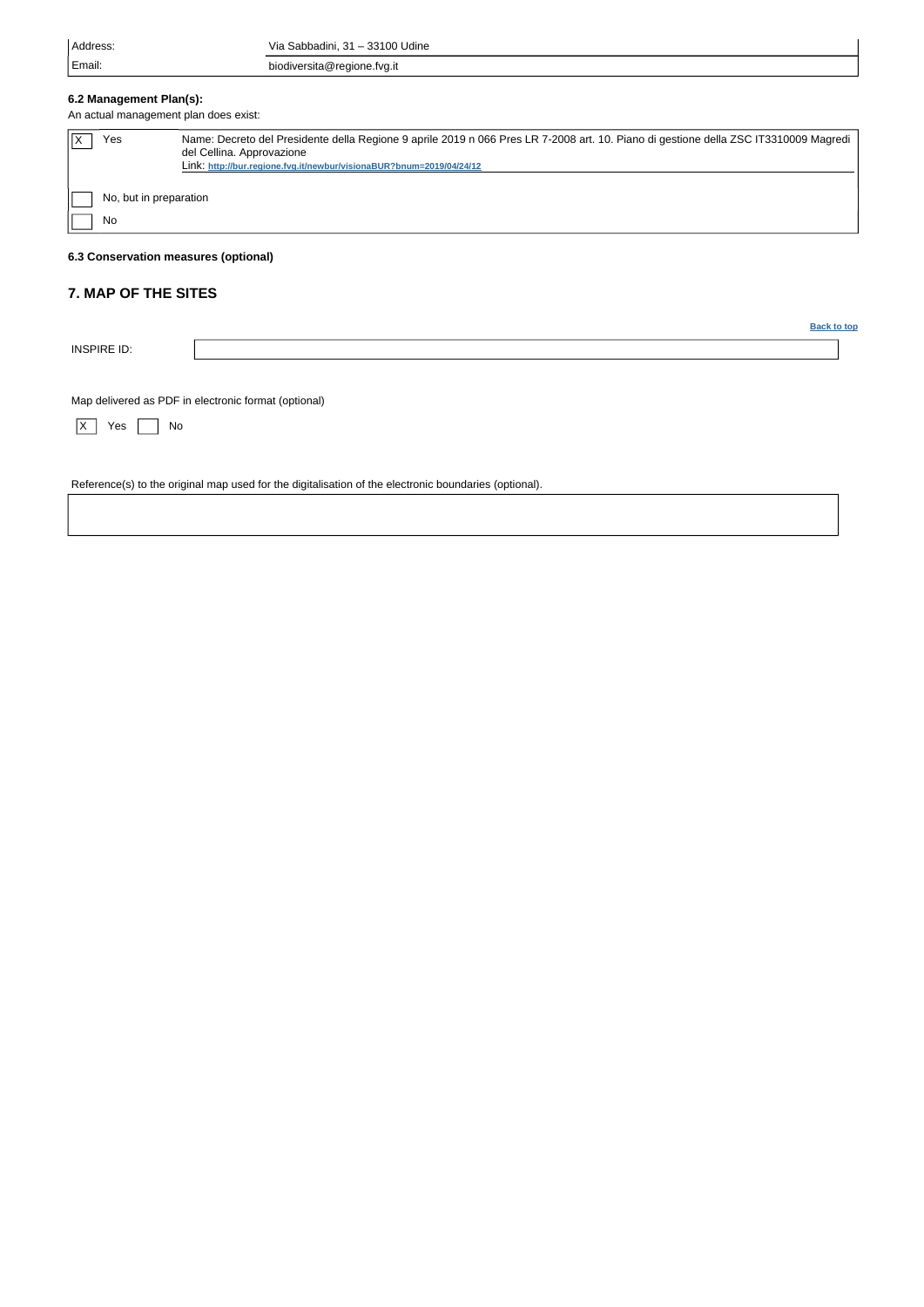| | |
|---|---|
| Address: | Via Sabbadini, 31 – 33100 Udine |
| Email: | biodiversita@regione.fvg.it |

**6.2 Management Plan(s):**

An actual management plan does exist:

| | | |
|---|---|---|
| X | Yes | Name: Decreto del Presidente della Regione 9 aprile 2019 n 066 Pres LR 7-2008 art. 10. Piano di gestione della ZSC IT3310009 Magredi del Cellina. Approvazione<br>Link: http://bur.regione.fvg.it/newbur/visionaBUR?bnum=2019/04/24/12 |
| | No, but in preparation | |
| | No | |

**6.3 Conservation measures (optional)**

## 7. MAP OF THE SITES

Back to top

INSPIRE ID:

Map delivered as PDF in electronic format (optional)

[X] Yes [ ] No

Reference(s) to the original map used for the digitalisation of the electronic boundaries (optional).